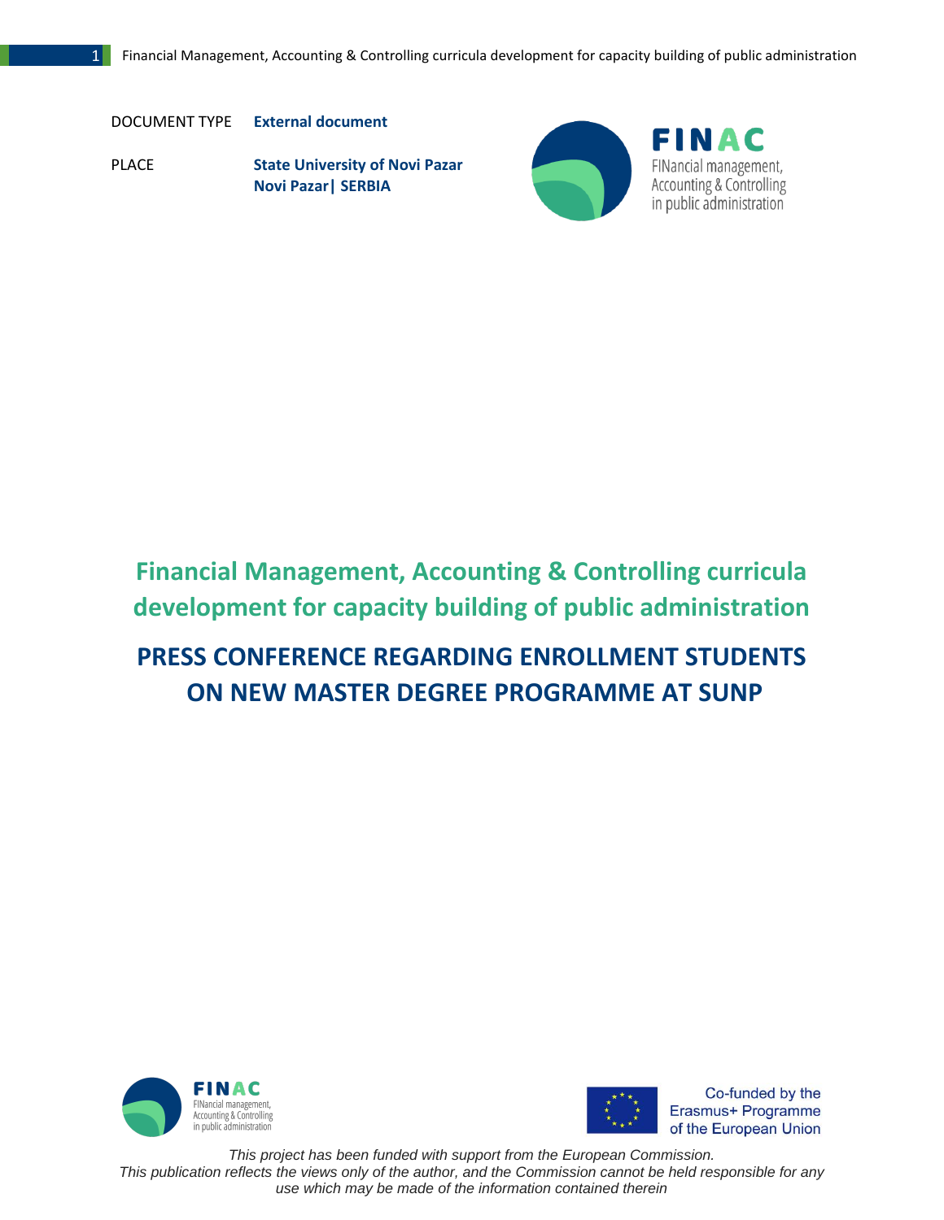DOCUMENT TYPE **External document**

PLACE **State University of Novi Pazar**
**Novi Pazar| SERBIA**

FINAC
FINancial management, Accounting & Controlling in public administration

# Financial Management, Accounting & Controlling curricula development for capacity building of public administration

# PRESS CONFERENCE REGARDING ENROLLMENT STUDENTS ON NEW MASTER DEGREE PROGRAMME AT SUNP

FINAC
FINancial management, Accounting & Controlling in public administration

Co-funded by the Erasmus+ Programme of the European Union

*This project has been funded with support from the European Commission.*
*This publication reflects the views only of the author, and the Commission cannot be held responsible for any use which may be made of the information contained therein*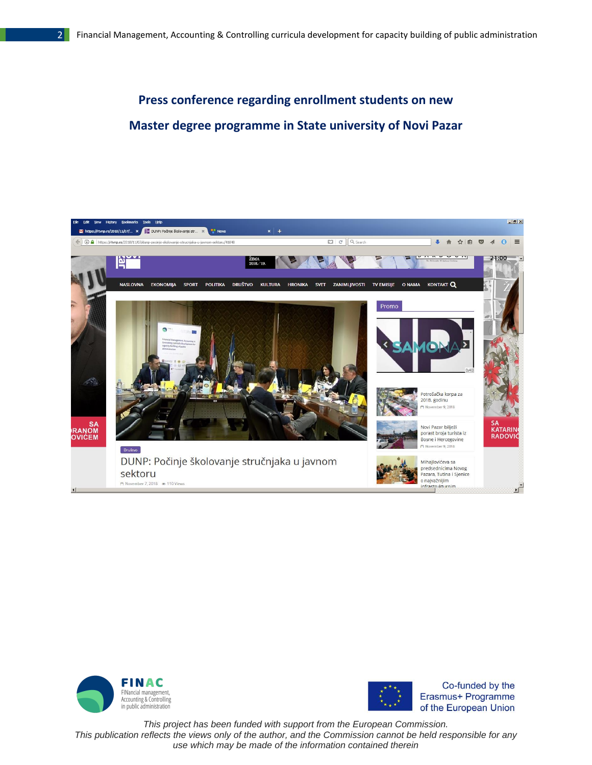## Press conference regarding enrollment students on new Master degree programme in State university of Novi Pazar

This project has been funded with support from the European Commission.
This publication reflects the views only of the author, and the Commission cannot be held responsible for any use which may be made of the information contained therein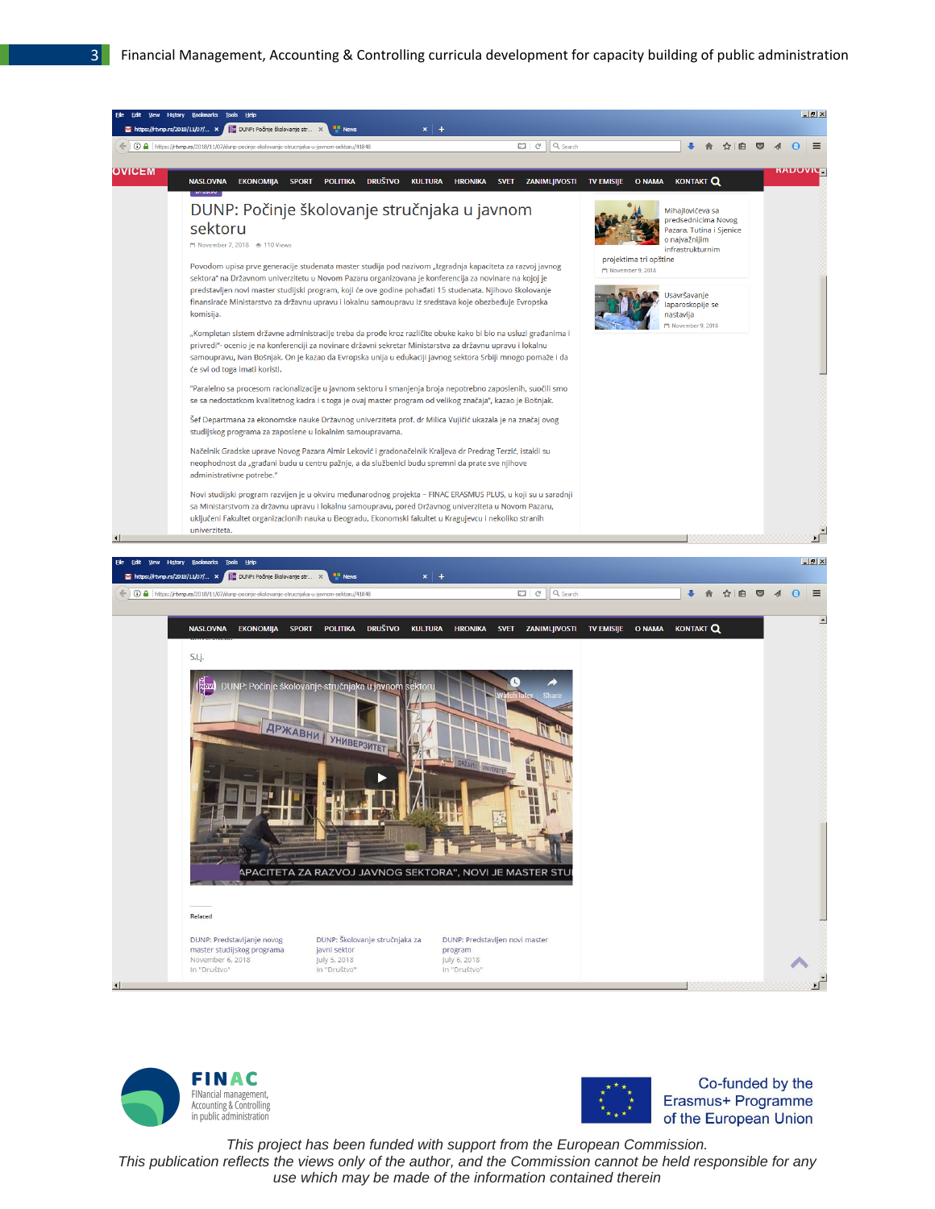# DUNP: Počinje školovanje stručnjaka u javnom sektoru

November 7, 2018 · 110 Views

Povodom upisa prve generacije studenata master studija pod nazivom „Izgradnja kapaciteta za razvoj javnog sektora" na Državnom univerzitetu u Novom Pazaru organizovana je konferencija za novinare na kojoj je predstavljen novi master studijski program, koji će ove godine pohađati 15 studenata. Njihovo školovanje finansiraće Ministarstvo za državnu upravu i lokalnu samoupravu iz sredstava koje obezbeđuje Evropska komisija.

„Kompletan sistem državne administracije treba da prođe kroz različite obuke kako bi bio na usluzi građanima i privredi"- ocenio je na konferenciji za novinare državni sekretar Ministarstva za državnu upravu i lokalnu samoupravu, Ivan Bošnjak. On je kazao da Evropska unija u edukaciji javnog sektora Srbiji mnogo pomaže i da će svi od toga imati koristi.

"Paralelno sa procesom racionalizacije u javnom sektoru i smanjenja broja nepotrebno zaposlenih, suočili smo se sa nedostatkom kvalitetnog kadra i s toga je ovaj master program od velikog značaja", kazao je Bošnjak.

Šef Departmana za ekonomske nauke Državnog univerziteta prof. dr Milica Vujičić ukazala je na značaj ovog studijskog programa za zaposlene u lokalnim samoupravama.

Načelnik Gradske uprave Novog Pazara Almir Leković i gradonačelnik Kraljeva dr Predrag Terzić, istakli su neophodnost da „građani budu u centru pažnje, a da službenici budu spremni da prate sve njihove administrativne potrebe."

Novi studijski program razvijen je u okviru međunarodnog projekta – FINAC ERASMUS PLUS, u koji su u saradnji sa Ministarstvom za državnu upravu i lokalnu samoupravu, pored Državnog univerziteta u Novom Pazaru, uključeni Fakultet organizacionih nauka u Beogradu, Ekonomski fakultet u Kragujevcu i nekoliko stranih univerziteta.

S.Lj.

DUNP: Počinje školovanje stručnjaka u javnom sektoru

Related

- DUNP: Predstavljanje novog master studijskog programa — November 6, 2018 — In "Društvo"
- DUNP: Školovanje stručnjaka za javni sektor — July 5, 2018 — In "Društvo"
- DUNP: Predstavljen novi master program — July 6, 2018 — In "Društvo"

Mihajlovićeva sa predsednicima Novog Pazara, Tutina i Sjenice o najvažnijim infrastrukturnim projektima tri opštine — November 9, 2018

Usavršavanje laparoskopije se nastavlja — November 9, 2018

FINAC — FINancial management, Accounting & Controlling in public administration

Co-funded by the Erasmus+ Programme of the European Union

*This project has been funded with support from the European Commission. This publication reflects the views only of the author, and the Commission cannot be held responsible for any use which may be made of the information contained therein*